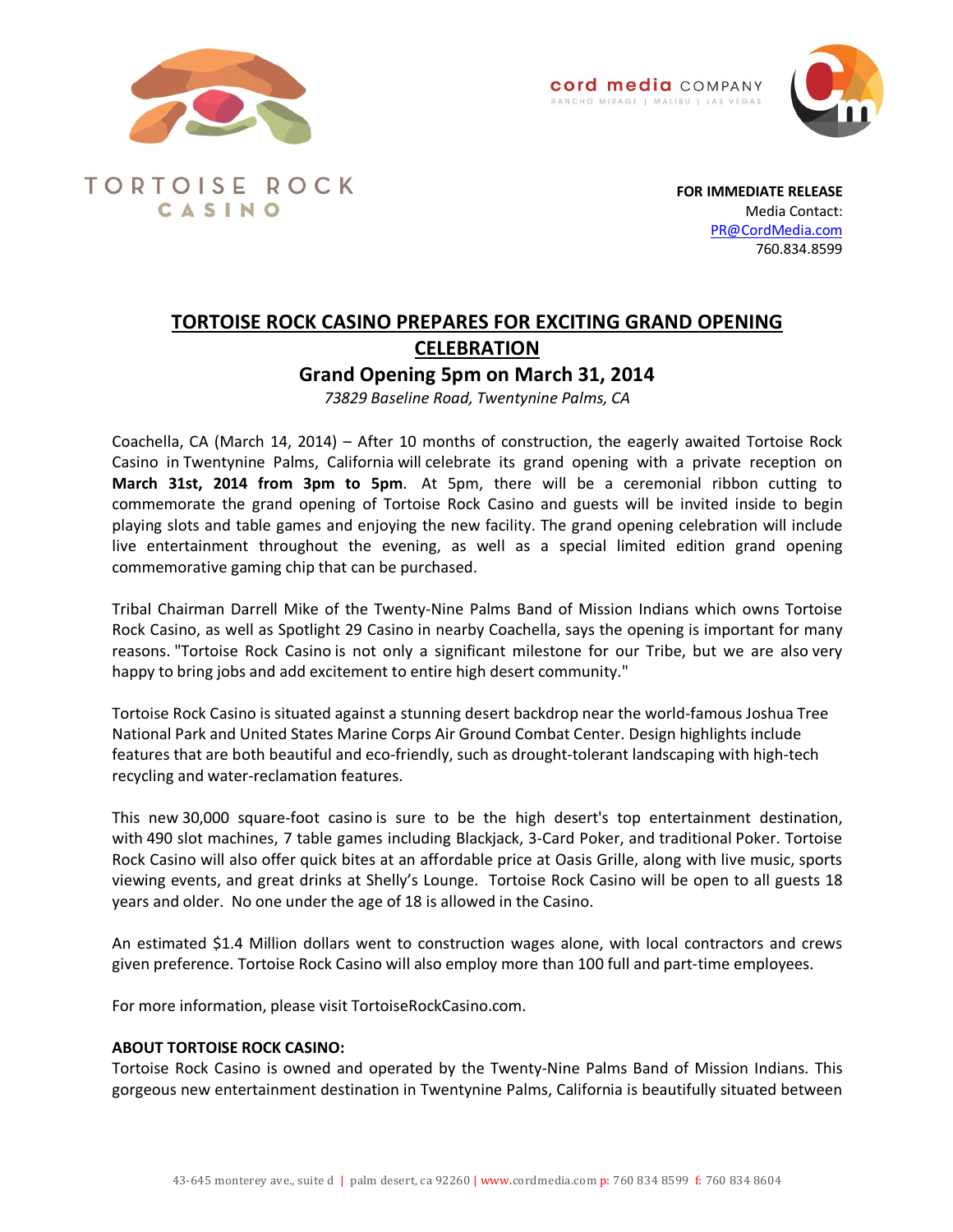TORTOISE ROCK CASINO

cord media COMPANY
RANCHO MIRAGE | MALIBU | LAS VEGAS

**FOR IMMEDIATE RELEASE**
Media Contact:
PR@CordMedia.com
760.834.8599

# TORTOISE ROCK CASINO PREPARES FOR EXCITING GRAND OPENING CELEBRATION

## Grand Opening 5pm on March 31, 2014

*73829 Baseline Road, Twentynine Palms, CA*

Coachella, CA (March 14, 2014) – After 10 months of construction, the eagerly awaited Tortoise Rock Casino in Twentynine Palms, California will celebrate its grand opening with a private reception on **March 31st, 2014 from 3pm to 5pm**. At 5pm, there will be a ceremonial ribbon cutting to commemorate the grand opening of Tortoise Rock Casino and guests will be invited inside to begin playing slots and table games and enjoying the new facility. The grand opening celebration will include live entertainment throughout the evening, as well as a special limited edition grand opening commemorative gaming chip that can be purchased.

Tribal Chairman Darrell Mike of the Twenty-Nine Palms Band of Mission Indians which owns Tortoise Rock Casino, as well as Spotlight 29 Casino in nearby Coachella, says the opening is important for many reasons. "Tortoise Rock Casino is not only a significant milestone for our Tribe, but we are also very happy to bring jobs and add excitement to entire high desert community."

Tortoise Rock Casino is situated against a stunning desert backdrop near the world-famous Joshua Tree National Park and United States Marine Corps Air Ground Combat Center. Design highlights include features that are both beautiful and eco-friendly, such as drought-tolerant landscaping with high-tech recycling and water-reclamation features.

This new 30,000 square-foot casino is sure to be the high desert's top entertainment destination, with 490 slot machines, 7 table games including Blackjack, 3-Card Poker, and traditional Poker. Tortoise Rock Casino will also offer quick bites at an affordable price at Oasis Grille, along with live music, sports viewing events, and great drinks at Shelly's Lounge. Tortoise Rock Casino will be open to all guests 18 years and older. No one under the age of 18 is allowed in the Casino.

An estimated $1.4 Million dollars went to construction wages alone, with local contractors and crews given preference. Tortoise Rock Casino will also employ more than 100 full and part-time employees.

For more information, please visit TortoiseRockCasino.com.

**ABOUT TORTOISE ROCK CASINO:**
Tortoise Rock Casino is owned and operated by the Twenty-Nine Palms Band of Mission Indians. This gorgeous new entertainment destination in Twentynine Palms, California is beautifully situated between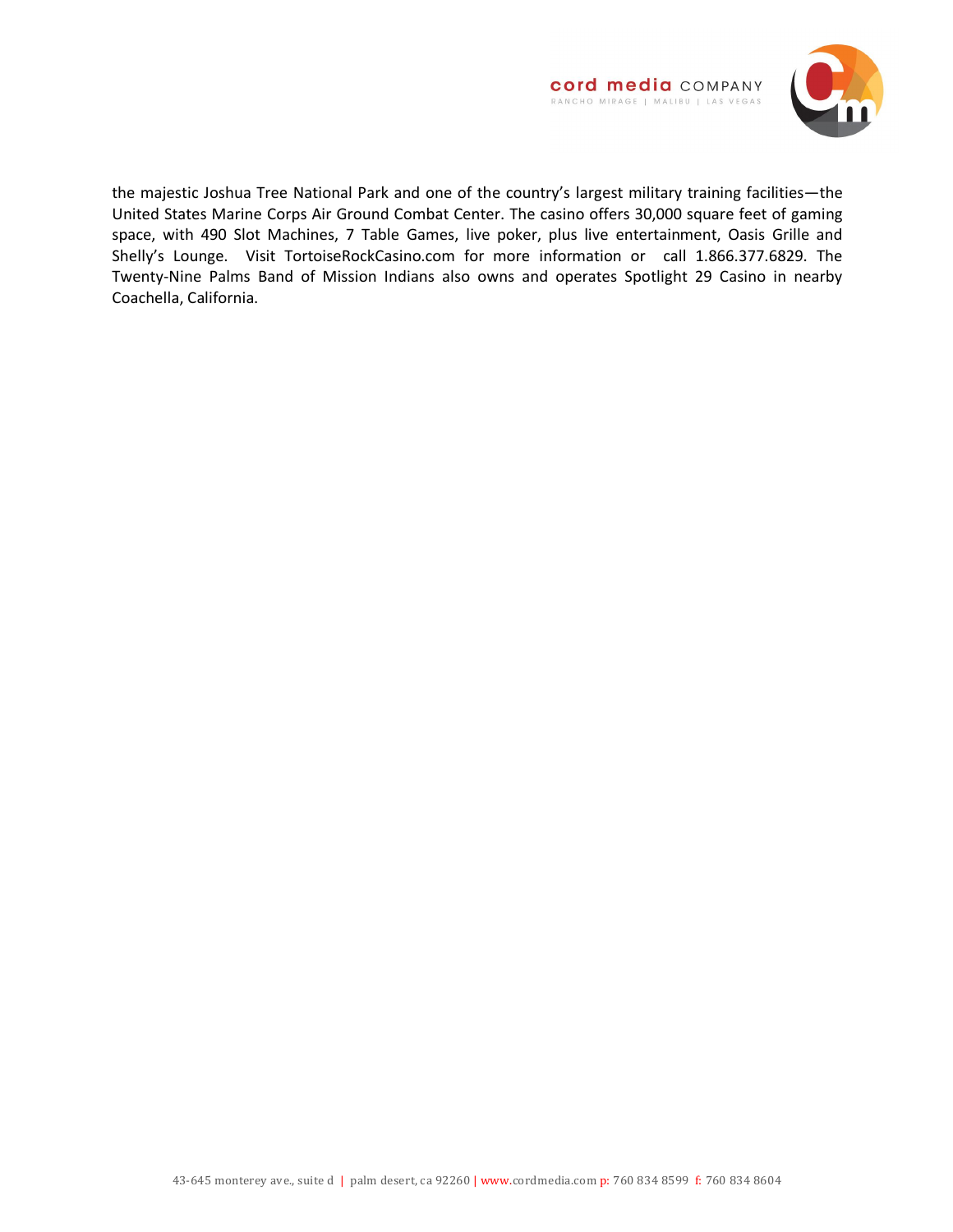the majestic Joshua Tree National Park and one of the country's largest military training facilities—the United States Marine Corps Air Ground Combat Center. The casino offers 30,000 square feet of gaming space, with 490 Slot Machines, 7 Table Games, live poker, plus live entertainment, Oasis Grille and Shelly's Lounge. Visit TortoiseRockCasino.com for more information or call 1.866.377.6829. The Twenty-Nine Palms Band of Mission Indians also owns and operates Spotlight 29 Casino in nearby Coachella, California.